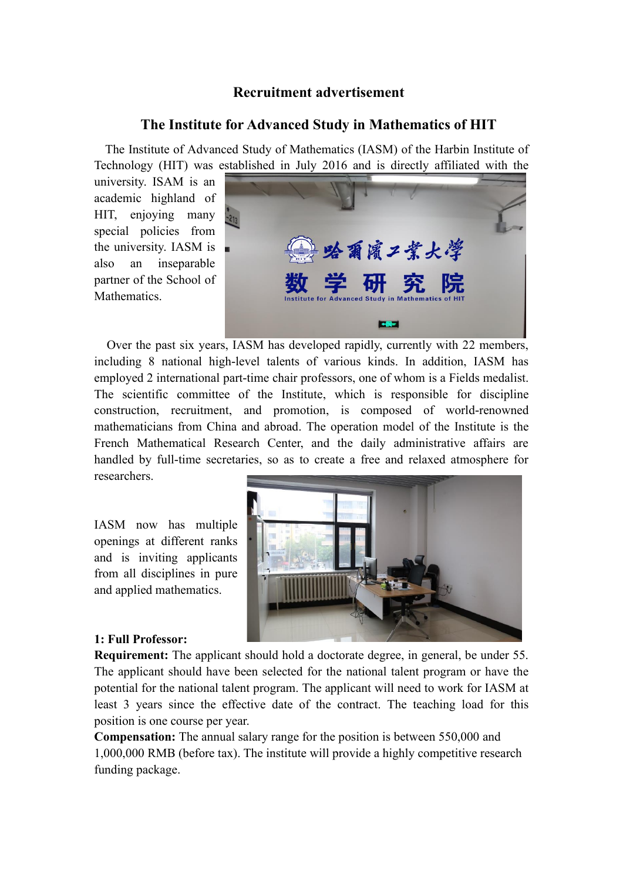## Recruitment advertisement

## The Institute for Advanced Study in Mathematics of HIT

The Institute of Advanced Study of Mathematics (IASM) of the Harbin Institute of Technology (HIT) was established in July 2016 and is directly affiliated with the university. ISAM is an academic highland of HIT, enjoying many special policies from the university. IASM is also an inseparable partner of the School of Mathematics.

Over the past six years, IASM has developed rapidly, currently with 22 members, including 8 national high-level talents of various kinds. In addition, IASM has employed 2 international part-time chair professors, one of whom is a Fields medalist. The scientific committee of the Institute, which is responsible for discipline construction, recruitment, and promotion, is composed of world-renowned mathematicians from China and abroad. The operation model of the Institute is the French Mathematical Research Center, and the daily administrative affairs are handled by full-time secretaries, so as to create a free and relaxed atmosphere for researchers.

IASM now has multiple openings at different ranks and is inviting applicants from all disciplines in pure and applied mathematics.

**1: Full Professor:**

**Requirement:** The applicant should hold a doctorate degree, in general, be under 55. The applicant should have been selected for the national talent program or have the potential for the national talent program. The applicant will need to work for IASM at least 3 years since the effective date of the contract. The teaching load for this position is one course per year.

**Compensation:** The annual salary range for the position is between 550,000 and 1,000,000 RMB (before tax). The institute will provide a highly competitive research funding package.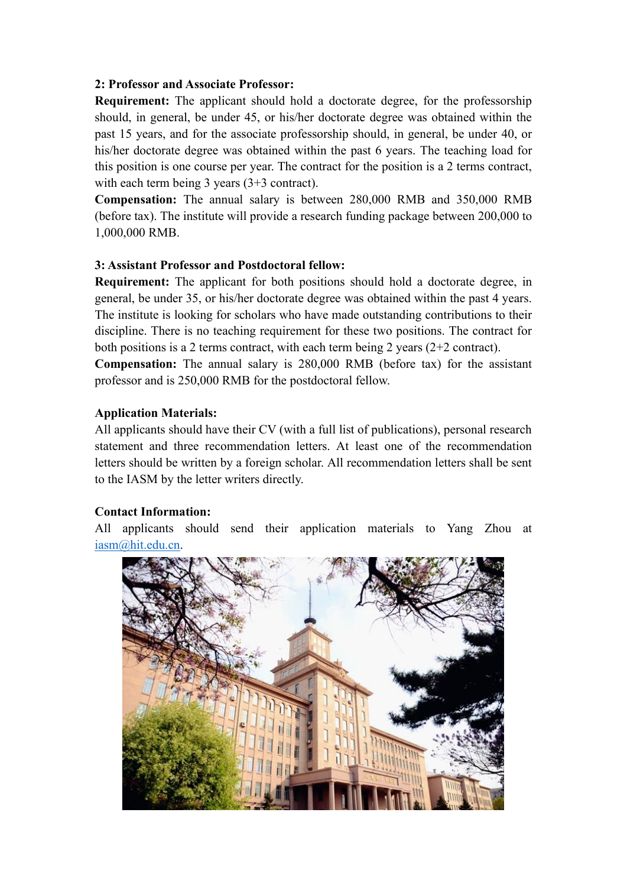**2: Professor and Associate Professor:**

**Requirement:** The applicant should hold a doctorate degree, for the professorship should, in general, be under 45, or his/her doctorate degree was obtained within the past 15 years, and for the associate professorship should, in general, be under 40, or his/her doctorate degree was obtained within the past 6 years. The teaching load for this position is one course per year. The contract for the position is a 2 terms contract, with each term being 3 years (3+3 contract).

**Compensation:** The annual salary is between 280,000 RMB and 350,000 RMB (before tax). The institute will provide a research funding package between 200,000 to 1,000,000 RMB.

**3: Assistant Professor and Postdoctoral fellow:**

**Requirement:** The applicant for both positions should hold a doctorate degree, in general, be under 35, or his/her doctorate degree was obtained within the past 4 years. The institute is looking for scholars who have made outstanding contributions to their discipline. There is no teaching requirement for these two positions. The contract for both positions is a 2 terms contract, with each term being 2 years (2+2 contract).

**Compensation:** The annual salary is 280,000 RMB (before tax) for the assistant professor and is 250,000 RMB for the postdoctoral fellow.

**Application Materials:**

All applicants should have their CV (with a full list of publications), personal research statement and three recommendation letters. At least one of the recommendation letters should be written by a foreign scholar. All recommendation letters shall be sent to the IASM by the letter writers directly.

**Contact Information:**

All applicants should send their application materials to Yang Zhou at iasm@hit.edu.cn.